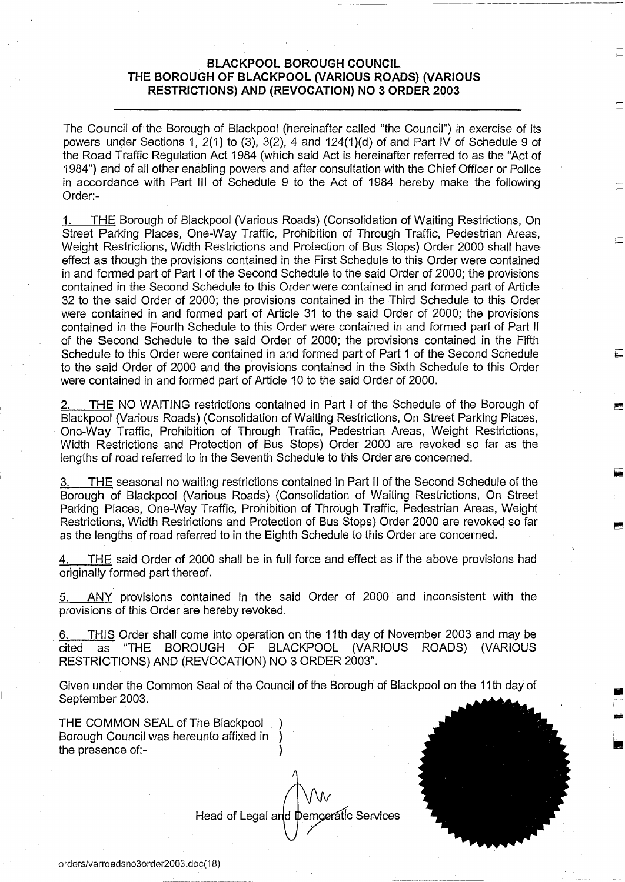# BLACKPOOL BOROUGH COUNCIL
# THE BOROUGH OF BLACKPOOL (VARIOUS ROADS) (VARIOUS RESTRICTIONS) AND (REVOCATION) NO 3 ORDER 2003

The Council of the Borough of Blackpool (hereinafter called "the Council") in exercise of its powers under Sections 1, 2(1) to (3), 3(2), 4 and 124(1)(d) of and Part IV of Schedule 9 of the Road Traffic Regulation Act 1984 (which said Act is hereinafter referred to as the "Act of 1984") and of all other enabling powers and after consultation with the Chief Officer or Police in accordance with Part III of Schedule 9 to the Act of 1984 hereby make the following Order:-

1. THE Borough of Blackpool (Various Roads) (Consolidation of Waiting Restrictions, On Street Parking Places, One-Way Traffic, Prohibition of Through Traffic, Pedestrian Areas, Weight Restrictions, Width Restrictions and Protection of Bus Stops) Order 2000 shall have effect as though the provisions contained in the First Schedule to this Order were contained in and formed part of Part I of the Second Schedule to the said Order of 2000; the provisions contained in the Second Schedule to this Order were contained in and formed part of Article 32 to the said Order of 2000; the provisions contained in the Third Schedule to this Order were contained in and formed part of Article 31 to the said Order of 2000; the provisions contained in the Fourth Schedule to this Order were contained in and formed part of Part II of the Second Schedule to the said Order of 2000; the provisions contained in the Fifth Schedule to this Order were contained in and formed part of Part 1 of the Second Schedule to the said Order of 2000 and the provisions contained in the Sixth Schedule to this Order were contained in and formed part of Article 10 to the said Order of 2000.

2. THE NO WAITING restrictions contained in Part I of the Schedule of the Borough of Blackpool (Various Roads) (Consolidation of Waiting Restrictions, On Street Parking Places, One-Way Traffic, Prohibition of Through Traffic, Pedestrian Areas, Weight Restrictions, Width Restrictions and Protection of Bus Stops) Order 2000 are revoked so far as the lengths of road referred to in the Seventh Schedule to this Order are concerned.

3. THE seasonal no waiting restrictions contained in Part II of the Second Schedule of the Borough of Blackpool (Various Roads) (Consolidation of Waiting Restrictions, On Street Parking Places, One-Way Traffic, Prohibition of Through Traffic, Pedestrian Areas, Weight Restrictions, Width Restrictions and Protection of Bus Stops) Order 2000 are revoked so far as the lengths of road referred to in the Eighth Schedule to this Order are concerned.

4. THE said Order of 2000 shall be in full force and effect as if the above provisions had originally formed part thereof.

5. ANY provisions contained in the said Order of 2000 and inconsistent with the provisions of this Order are hereby revoked.

6. THIS Order shall come into operation on the 11th day of November 2003 and may be cited as "THE BOROUGH OF BLACKPOOL (VARIOUS ROADS) (VARIOUS RESTRICTIONS) AND (REVOCATION) NO 3 ORDER 2003".

Given under the Common Seal of the Council of the Borough of Blackpool on the 11th day of September 2003.

THE COMMON SEAL of The Blackpool Borough Council was hereunto affixed in the presence of:-

Head of Legal and Democratic Services

orders/varroadsno3order2003.doc(18)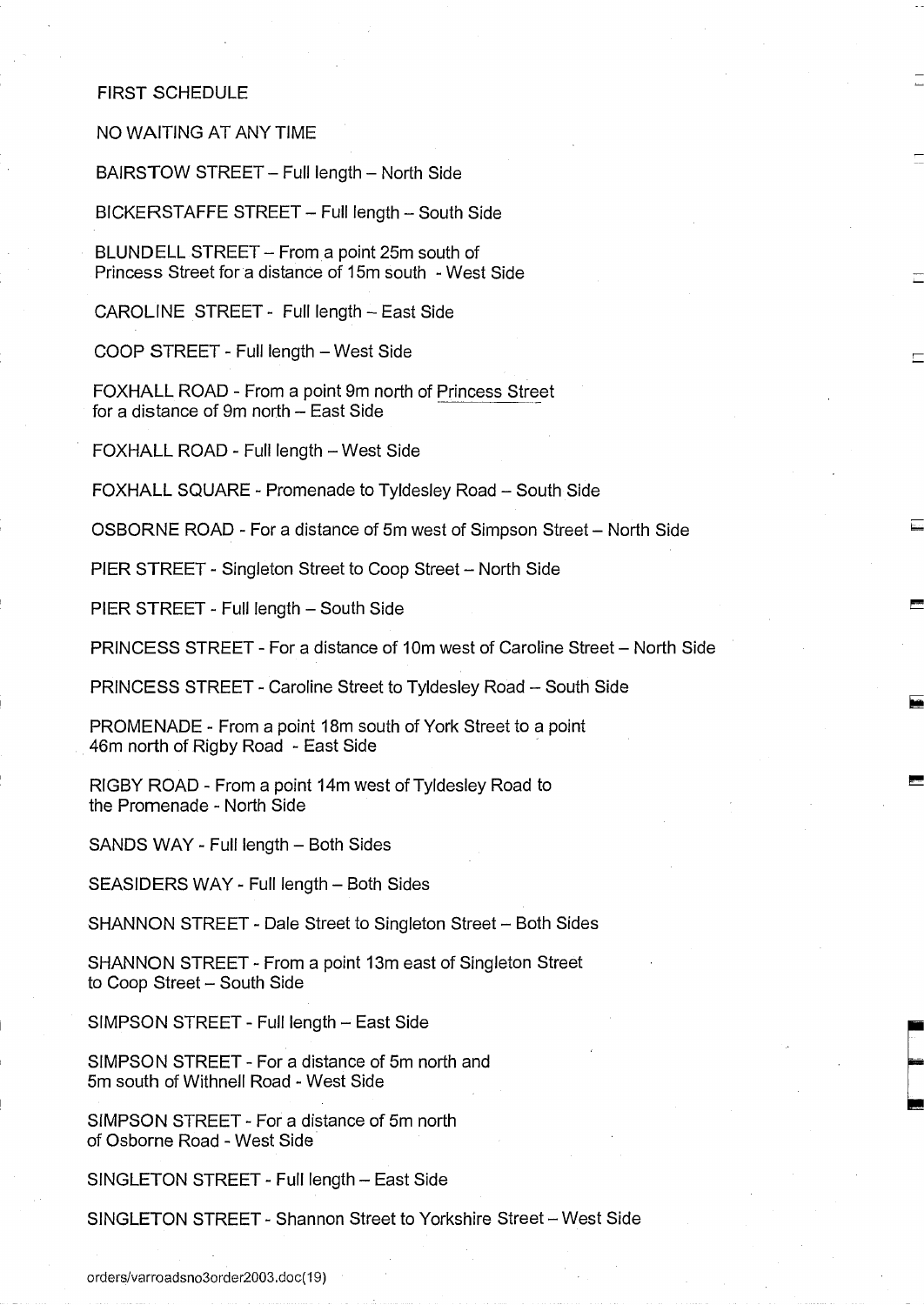FIRST SCHEDULE

NO WAITING AT ANY TIME

BAIRSTOW STREET – Full length – North Side

BICKERSTAFFE STREET – Full length – South Side

BLUNDELL STREET – From a point 25m south of Princess Street for a distance of 15m south - West Side

CAROLINE STREET - Full length – East Side

COOP STREET - Full length – West Side

FOXHALL ROAD - From a point 9m north of Princess Street for a distance of 9m north – East Side

FOXHALL ROAD - Full length – West Side

FOXHALL SQUARE - Promenade to Tyldesley Road – South Side

OSBORNE ROAD - For a distance of 5m west of Simpson Street – North Side

PIER STREET - Singleton Street to Coop Street – North Side

PIER STREET - Full length – South Side

PRINCESS STREET - For a distance of 10m west of Caroline Street – North Side

PRINCESS STREET - Caroline Street to Tyldesley Road – South Side

PROMENADE - From a point 18m south of York Street to a point 46m north of Rigby Road - East Side

RIGBY ROAD - From a point 14m west of Tyldesley Road to the Promenade - North Side

SANDS WAY - Full length – Both Sides

SEASIDERS WAY - Full length – Both Sides

SHANNON STREET - Dale Street to Singleton Street – Both Sides

SHANNON STREET - From a point 13m east of Singleton Street to Coop Street – South Side

SIMPSON STREET - Full length – East Side

SIMPSON STREET - For a distance of 5m north and 5m south of Withnell Road - West Side

SIMPSON STREET - For a distance of 5m north of Osborne Road - West Side

SINGLETON STREET - Full length – East Side

SINGLETON STREET - Shannon Street to Yorkshire Street – West Side

orders/varroadsno3order2003.doc(19)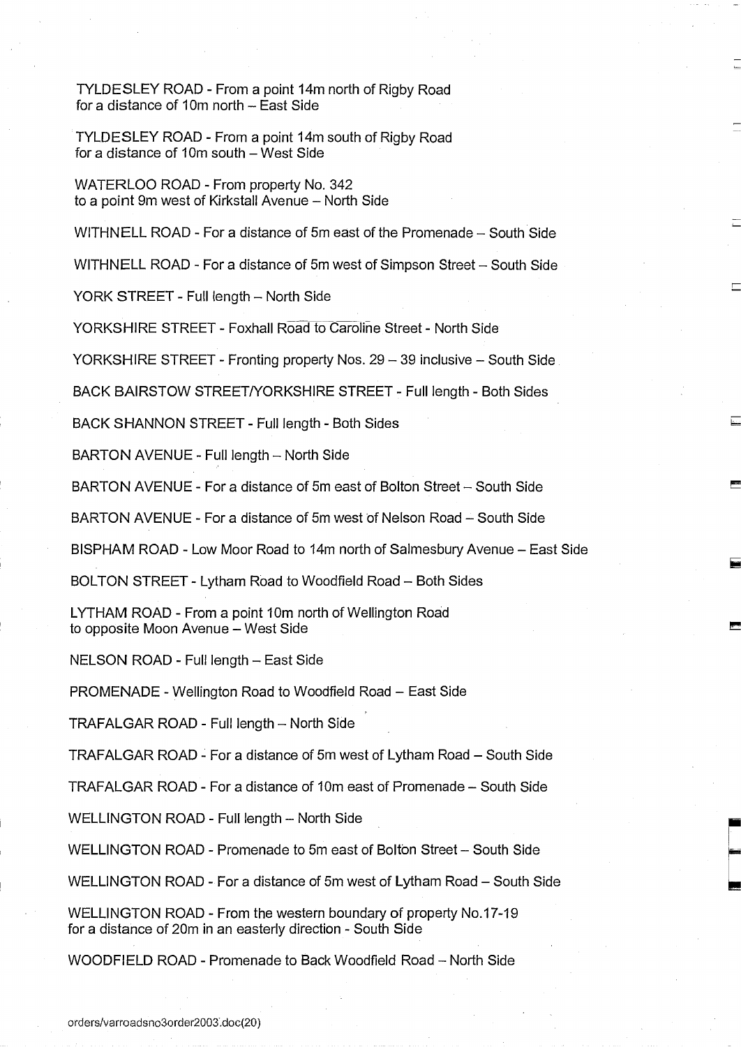TYLDESLEY ROAD - From a point 14m north of Rigby Road for a distance of 10m north – East Side

TYLDESLEY ROAD - From a point 14m south of Rigby Road for a distance of 10m south – West Side

WATERLOO ROAD - From property No. 342 to a point 9m west of Kirkstall Avenue – North Side

WITHNELL ROAD - For a distance of 5m east of the Promenade – South Side

WITHNELL ROAD - For a distance of 5m west of Simpson Street – South Side

YORK STREET - Full length – North Side

YORKSHIRE STREET - Foxhall Road to Caroline Street - North Side

YORKSHIRE STREET - Fronting property Nos. 29 – 39 inclusive – South Side

BACK BAIRSTOW STREET/YORKSHIRE STREET - Full length - Both Sides

BACK SHANNON STREET - Full length - Both Sides

BARTON AVENUE - Full length – North Side

BARTON AVENUE - For a distance of 5m east of Bolton Street – South Side

BARTON AVENUE - For a distance of 5m west of Nelson Road – South Side

BISPHAM ROAD - Low Moor Road to 14m north of Salmesbury Avenue – East Side

BOLTON STREET - Lytham Road to Woodfield Road – Both Sides

LYTHAM ROAD - From a point 10m north of Wellington Road to opposite Moon Avenue – West Side

NELSON ROAD - Full length – East Side

PROMENADE - Wellington Road to Woodfield Road – East Side

TRAFALGAR ROAD - Full length – North Side

TRAFALGAR ROAD - For a distance of 5m west of Lytham Road – South Side

TRAFALGAR ROAD - For a distance of 10m east of Promenade – South Side

WELLINGTON ROAD - Full length – North Side

WELLINGTON ROAD - Promenade to 5m east of Bolton Street – South Side

WELLINGTON ROAD - For a distance of 5m west of Lytham Road – South Side

WELLINGTON ROAD - From the western boundary of property No.17-19 for a distance of 20m in an easterly direction - South Side

WOODFIELD ROAD - Promenade to Back Woodfield Road – North Side

orders/varroadsno3order2003.doc(20)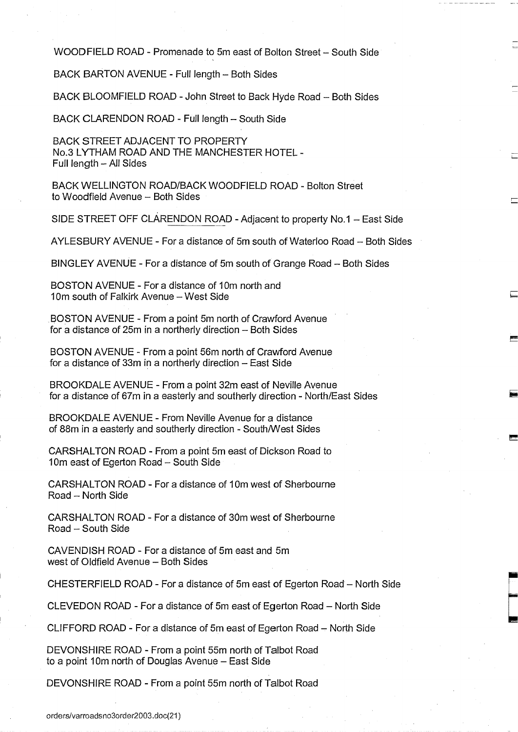WOODFIELD ROAD - Promenade to 5m east of Bolton Street – South Side

BACK BARTON AVENUE - Full length – Both Sides

BACK BLOOMFIELD ROAD - John Street to Back Hyde Road – Both Sides

BACK CLARENDON ROAD - Full length – South Side

BACK STREET ADJACENT TO PROPERTY
No.3 LYTHAM ROAD AND THE MANCHESTER HOTEL -
Full length – All Sides

BACK WELLINGTON ROAD/BACK WOODFIELD ROAD - Bolton Street
to Woodfield Avenue – Both Sides

SIDE STREET OFF CLARENDON ROAD - Adjacent to property No.1 – East Side

AYLESBURY AVENUE - For a distance of 5m south of Waterloo Road – Both Sides

BINGLEY AVENUE - For a distance of 5m south of Grange Road – Both Sides

BOSTON AVENUE - For a distance of 10m north and
10m south of Falkirk Avenue – West Side

BOSTON AVENUE - From a point 5m north of Crawford Avenue
for a distance of 25m in a northerly direction – Both Sides

BOSTON AVENUE - From a point 56m north of Crawford Avenue
for a distance of 33m in a northerly direction – East Side

BROOKDALE AVENUE - From a point 32m east of Neville Avenue
for a distance of 67m in a easterly and southerly direction - North/East Sides

BROOKDALE AVENUE - From Neville Avenue for a distance
of 88m in a easterly and southerly direction - South/West Sides

CARSHALTON ROAD - From a point 5m east of Dickson Road to
10m east of Egerton Road – South Side

CARSHALTON ROAD - For a distance of 10m west of Sherbourne
Road – North Side

CARSHALTON ROAD - For a distance of 30m west of Sherbourne
Road – South Side

CAVENDISH ROAD - For a distance of 5m east and 5m
west of Oldfield Avenue – Both Sides

CHESTERFIELD ROAD - For a distance of 5m east of Egerton Road – North Side

CLEVEDON ROAD - For a distance of 5m east of Egerton Road – North Side

CLIFFORD ROAD - For a distance of 5m east of Egerton Road – North Side

DEVONSHIRE ROAD - From a point 55m north of Talbot Road
to a point 10m north of Douglas Avenue – East Side

DEVONSHIRE ROAD - From a point 55m north of Talbot Road

orders/varroadsno3order2003.doc(21)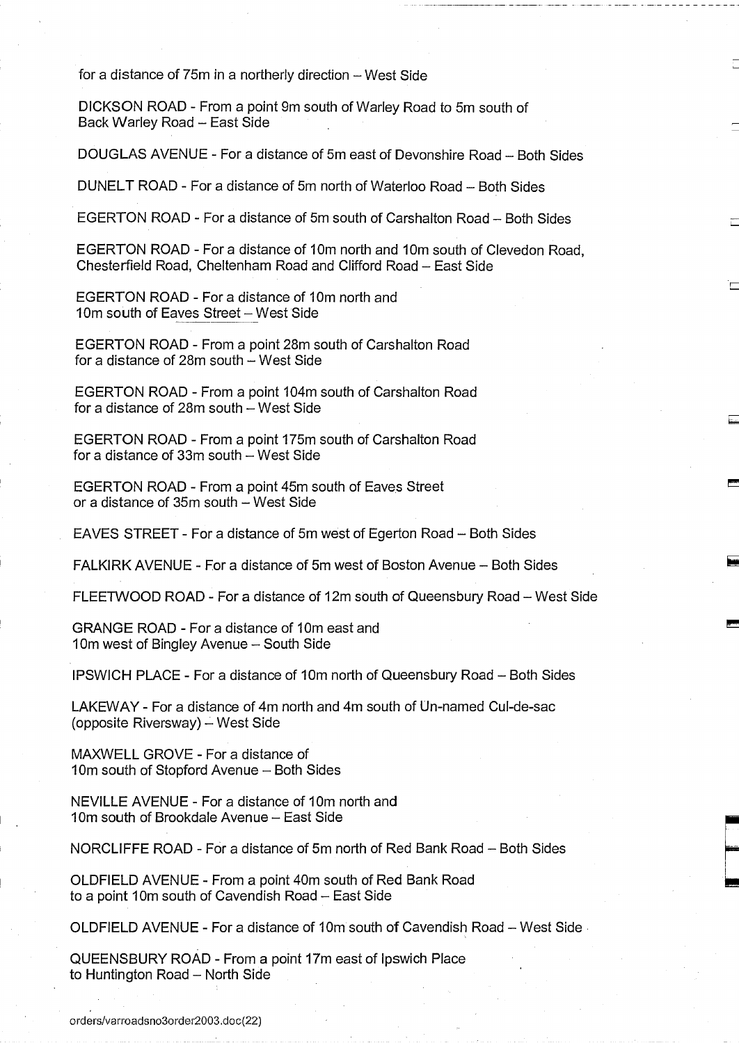for a distance of 75m in a northerly direction – West Side

DICKSON ROAD - From a point 9m south of Warley Road to 5m south of Back Warley Road – East Side

DOUGLAS AVENUE - For a distance of 5m east of Devonshire Road – Both Sides

DUNELT ROAD - For a distance of 5m north of Waterloo Road – Both Sides

EGERTON ROAD - For a distance of 5m south of Carshalton Road – Both Sides

EGERTON ROAD - For a distance of 10m north and 10m south of Clevedon Road, Chesterfield Road, Cheltenham Road and Clifford Road – East Side

EGERTON ROAD - For a distance of 10m north and 10m south of Eaves Street – West Side

EGERTON ROAD - From a point 28m south of Carshalton Road for a distance of 28m south – West Side

EGERTON ROAD - From a point 104m south of Carshalton Road for a distance of 28m south – West Side

EGERTON ROAD - From a point 175m south of Carshalton Road for a distance of 33m south – West Side

EGERTON ROAD - From a point 45m south of Eaves Street or a distance of 35m south – West Side

EAVES STREET - For a distance of 5m west of Egerton Road – Both Sides

FALKIRK AVENUE - For a distance of 5m west of Boston Avenue – Both Sides

FLEETWOOD ROAD - For a distance of 12m south of Queensbury Road – West Side

GRANGE ROAD - For a distance of 10m east and 10m west of Bingley Avenue – South Side

IPSWICH PLACE - For a distance of 10m north of Queensbury Road – Both Sides

LAKEWAY - For a distance of 4m north and 4m south of Un-named Cul-de-sac (opposite Riversway) – West Side

MAXWELL GROVE - For a distance of 10m south of Stopford Avenue – Both Sides

NEVILLE AVENUE - For a distance of 10m north and 10m south of Brookdale Avenue – East Side

NORCLIFFE ROAD - For a distance of 5m north of Red Bank Road – Both Sides

OLDFIELD AVENUE - From a point 40m south of Red Bank Road to a point 10m south of Cavendish Road – East Side

OLDFIELD AVENUE - For a distance of 10m south of Cavendish Road – West Side

QUEENSBURY ROAD - From a point 17m east of Ipswich Place to Huntington Road – North Side

orders/varroadsno3order2003.doc(22)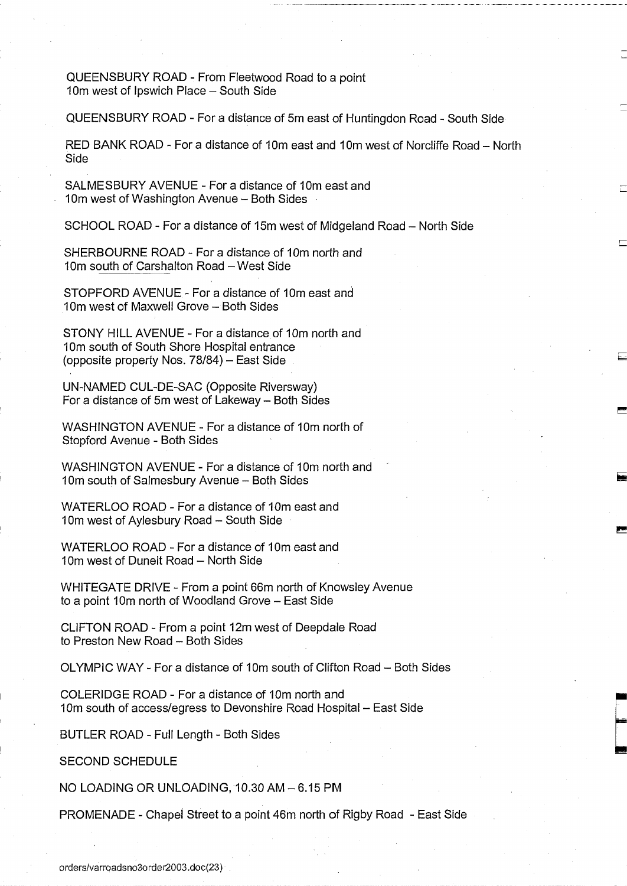QUEENSBURY ROAD - From Fleetwood Road to a point 10m west of Ipswich Place – South Side

QUEENSBURY ROAD - For a distance of 5m east of Huntingdon Road - South Side

RED BANK ROAD - For a distance of 10m east and 10m west of Norcliffe Road – North Side

SALMESBURY AVENUE - For a distance of 10m east and 10m west of Washington Avenue – Both Sides

SCHOOL ROAD - For a distance of 15m west of Midgeland Road – North Side

SHERBOURNE ROAD - For a distance of 10m north and 10m south of Carshalton Road – West Side

STOPFORD AVENUE - For a distance of 10m east and 10m west of Maxwell Grove – Both Sides

STONY HILL AVENUE - For a distance of 10m north and 10m south of South Shore Hospital entrance (opposite property Nos. 78/84) – East Side

UN-NAMED CUL-DE-SAC (Opposite Riversway) For a distance of 5m west of Lakeway – Both Sides

WASHINGTON AVENUE - For a distance of 10m north of Stopford Avenue - Both Sides

WASHINGTON AVENUE - For a distance of 10m north and 10m south of Salmesbury Avenue – Both Sides

WATERLOO ROAD - For a distance of 10m east and 10m west of Aylesbury Road – South Side

WATERLOO ROAD - For a distance of 10m east and 10m west of Dunelt Road – North Side

WHITEGATE DRIVE - From a point 66m north of Knowsley Avenue to a point 10m north of Woodland Grove – East Side

CLIFTON ROAD - From a point 12m west of Deepdale Road to Preston New Road – Both Sides

OLYMPIC WAY - For a distance of 10m south of Clifton Road – Both Sides

COLERIDGE ROAD - For a distance of 10m north and 10m south of access/egress to Devonshire Road Hospital – East Side

BUTLER ROAD - Full Length - Both Sides

SECOND SCHEDULE

NO LOADING OR UNLOADING, 10.30 AM – 6.15 PM

PROMENADE - Chapel Street to a point 46m north of Rigby Road - East Side

orders/varroadsno3order2003.doc(23)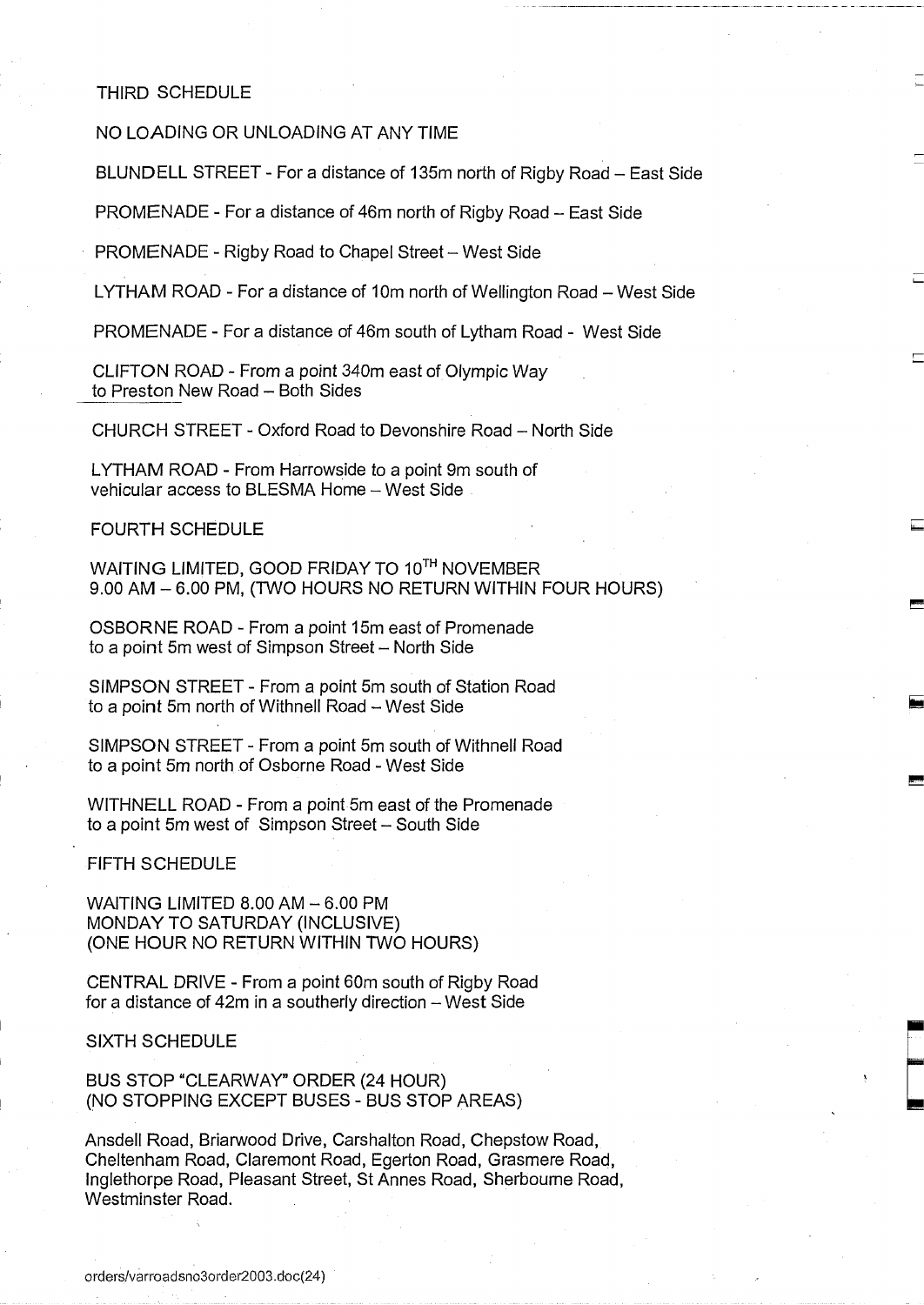## THIRD SCHEDULE

NO LOADING OR UNLOADING AT ANY TIME

BLUNDELL STREET - For a distance of 135m north of Rigby Road – East Side

PROMENADE - For a distance of 46m north of Rigby Road – East Side

PROMENADE - Rigby Road to Chapel Street – West Side

LYTHAM ROAD - For a distance of 10m north of Wellington Road – West Side

PROMENADE - For a distance of 46m south of Lytham Road - West Side

CLIFTON ROAD - From a point 340m east of Olympic Way to Preston New Road – Both Sides

CHURCH STREET - Oxford Road to Devonshire Road – North Side

LYTHAM ROAD - From Harrowside to a point 9m south of vehicular access to BLESMA Home – West Side

## FOURTH SCHEDULE

WAITING LIMITED, GOOD FRIDAY TO 10TH NOVEMBER
9.00 AM – 6.00 PM, (TWO HOURS NO RETURN WITHIN FOUR HOURS)

OSBORNE ROAD - From a point 15m east of Promenade to a point 5m west of Simpson Street – North Side

SIMPSON STREET - From a point 5m south of Station Road to a point 5m north of Withnell Road – West Side

SIMPSON STREET - From a point 5m south of Withnell Road to a point 5m north of Osborne Road - West Side

WITHNELL ROAD - From a point 5m east of the Promenade to a point 5m west of Simpson Street – South Side

## FIFTH SCHEDULE

WAITING LIMITED 8.00 AM – 6.00 PM
MONDAY TO SATURDAY (INCLUSIVE)
(ONE HOUR NO RETURN WITHIN TWO HOURS)

CENTRAL DRIVE - From a point 60m south of Rigby Road for a distance of 42m in a southerly direction – West Side

## SIXTH SCHEDULE

BUS STOP "CLEARWAY" ORDER (24 HOUR)
(NO STOPPING EXCEPT BUSES - BUS STOP AREAS)

Ansdell Road, Briarwood Drive, Carshalton Road, Chepstow Road, Cheltenham Road, Claremont Road, Egerton Road, Grasmere Road, Inglethorpe Road, Pleasant Street, St Annes Road, Sherbourne Road, Westminster Road.

orders/varroadsno3order2003.doc(24)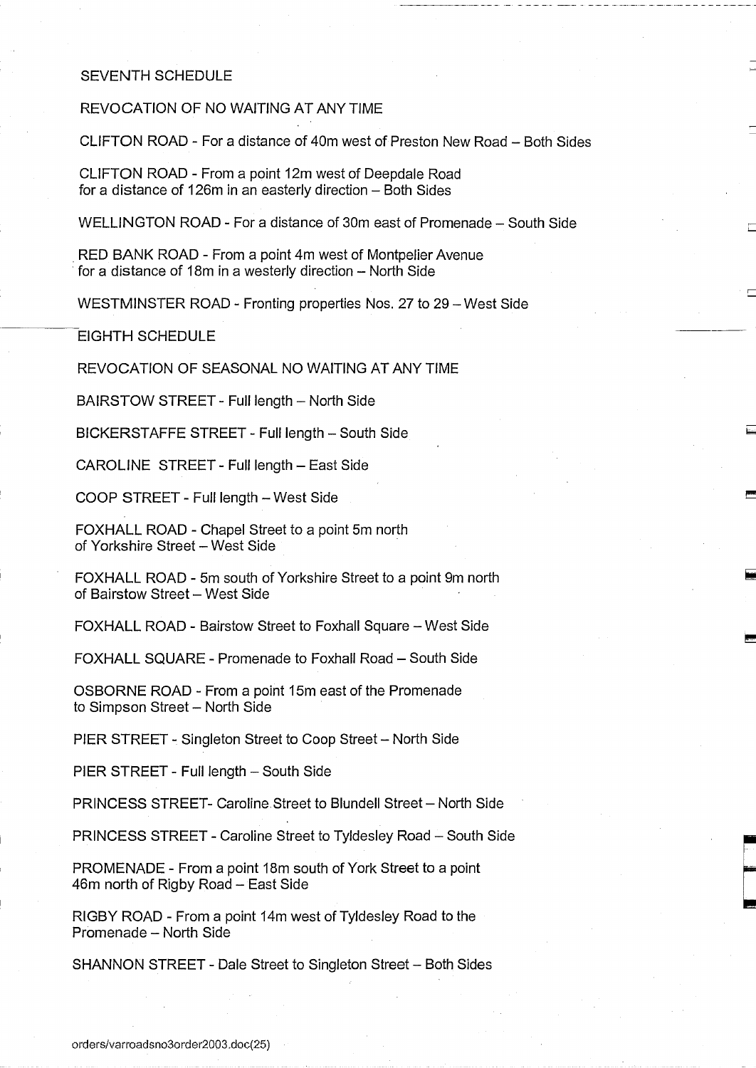## SEVENTH SCHEDULE

REVOCATION OF NO WAITING AT ANY TIME

CLIFTON ROAD - For a distance of 40m west of Preston New Road – Both Sides

CLIFTON ROAD - From a point 12m west of Deepdale Road for a distance of 126m in an easterly direction – Both Sides

WELLINGTON ROAD - For a distance of 30m east of Promenade – South Side

RED BANK ROAD - From a point 4m west of Montpelier Avenue for a distance of 18m in a westerly direction – North Side

WESTMINSTER ROAD - Fronting properties Nos. 27 to 29 – West Side

## EIGHTH SCHEDULE

REVOCATION OF SEASONAL NO WAITING AT ANY TIME

BAIRSTOW STREET - Full length – North Side

BICKERSTAFFE STREET - Full length – South Side

CAROLINE STREET - Full length – East Side

COOP STREET - Full length – West Side

FOXHALL ROAD - Chapel Street to a point 5m north of Yorkshire Street – West Side

FOXHALL ROAD - 5m south of Yorkshire Street to a point 9m north of Bairstow Street – West Side

FOXHALL ROAD - Bairstow Street to Foxhall Square – West Side

FOXHALL SQUARE - Promenade to Foxhall Road – South Side

OSBORNE ROAD - From a point 15m east of the Promenade to Simpson Street – North Side

PIER STREET - Singleton Street to Coop Street – North Side

PIER STREET - Full length – South Side

PRINCESS STREET- Caroline Street to Blundell Street – North Side

PRINCESS STREET - Caroline Street to Tyldesley Road – South Side

PROMENADE - From a point 18m south of York Street to a point 46m north of Rigby Road – East Side

RIGBY ROAD - From a point 14m west of Tyldesley Road to the Promenade – North Side

SHANNON STREET - Dale Street to Singleton Street – Both Sides

orders/varroadsno3order2003.doc(25)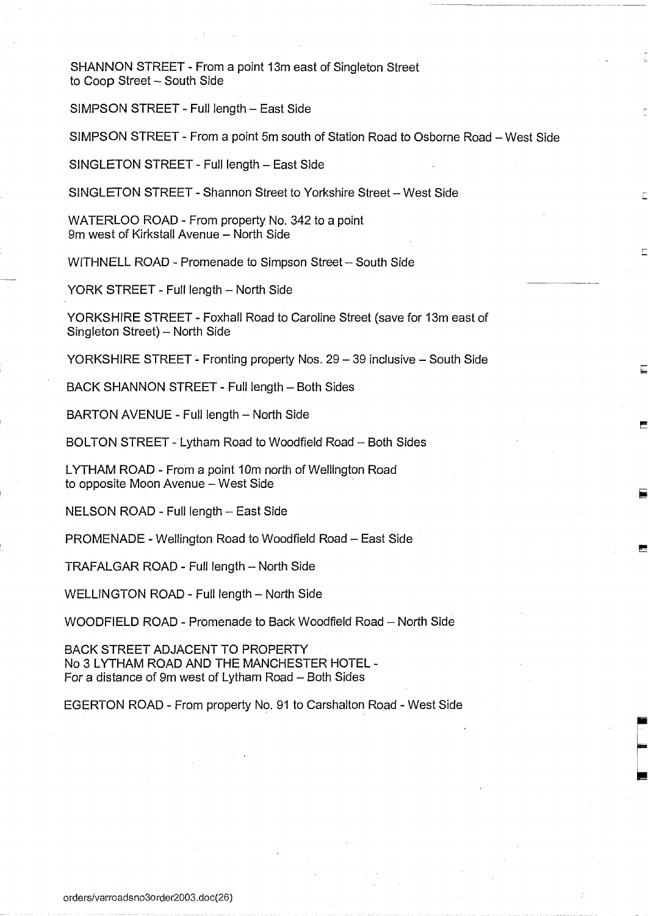SHANNON STREET - From a point 13m east of Singleton Street to Coop Street – South Side

SIMPSON STREET - Full length – East Side

SIMPSON STREET - From a point 5m south of Station Road to Osborne Road – West Side

SINGLETON STREET - Full length – East Side

SINGLETON STREET - Shannon Street to Yorkshire Street – West Side

WATERLOO ROAD - From property No. 342 to a point 9m west of Kirkstall Avenue – North Side

WITHNELL ROAD - Promenade to Simpson Street – South Side

YORK STREET - Full length – North Side

YORKSHIRE STREET - Foxhall Road to Caroline Street (save for 13m east of Singleton Street) – North Side

YORKSHIRE STREET - Fronting property Nos. 29 – 39 inclusive – South Side

BACK SHANNON STREET - Full length – Both Sides

BARTON AVENUE - Full length – North Side

BOLTON STREET - Lytham Road to Woodfield Road – Both Sides

LYTHAM ROAD - From a point 10m north of Wellington Road to opposite Moon Avenue – West Side

NELSON ROAD - Full length – East Side

PROMENADE - Wellington Road to Woodfield Road – East Side

TRAFALGAR ROAD - Full length – North Side

WELLINGTON ROAD - Full length – North Side

WOODFIELD ROAD - Promenade to Back Woodfield Road – North Side

BACK STREET ADJACENT TO PROPERTY No 3 LYTHAM ROAD AND THE MANCHESTER HOTEL - For a distance of 9m west of Lytham Road – Both Sides

EGERTON ROAD - From property No. 91 to Carshalton Road - West Side